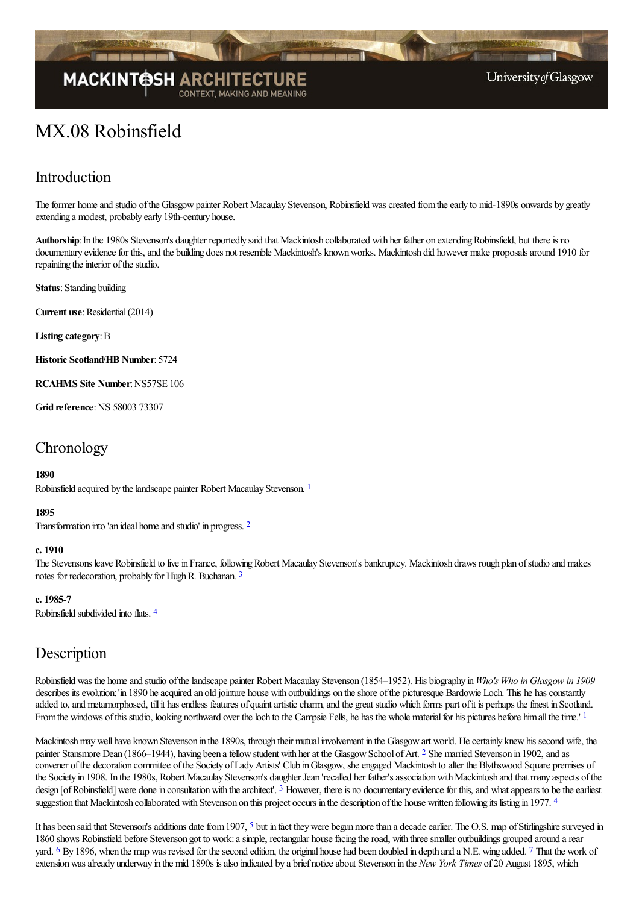# MX.08 Robinsfield

## Introduction

The former home and studio of the Glasgow painter Robert Macaulay Stevenson, Robinsfield was created from the early to mid-1890s onwards by greatly extending a modest, probably early 19th-century house.

**Authorship**: In the 1980s Stevenson's daughter reportedly said that Mackintosh collaborated with her father on extending Robinsfield, but there is no documentary evidence for this, and the building does not resemble Mackintosh's known works. Mackintosh did however make proposals around 1910 for repainting the interior of the studio.

**Status**: Standing building

**Current use**: Residential (2014)

**Listing category**: B

**Historic Scotland/HB Number**: 5724

**RCAHMS Site Number**: NS57SE 106

**Grid reference**: NS 58003 73307

## Chronology

**1890**
Robinsfield acquired by the landscape painter Robert Macaulay Stevenson. [1]

**1895**
Transformation into 'an ideal home and studio' in progress. [2]

**c. 1910**
The Stevensons leave Robinsfield to live in France, following Robert Macaulay Stevenson's bankruptcy. Mackintosh draws rough plan of studio and makes notes for redecoration, probably for Hugh R. Buchanan. [3]

**c. 1985-7**
Robinsfield subdivided into flats. [4]

## Description

Robinsfield was the home and studio of the landscape painter Robert Macaulay Stevenson (1854–1952). His biography in *Who's Who in Glasgow in 1909* describes its evolution: 'in 1890 he acquired an old jointure house with outbuildings on the shore of the picturesque Bardowie Loch. This he has constantly added to, and metamorphosed, till it has endless features of quaint artistic charm, and the great studio which forms part of it is perhaps the finest in Scotland. From the windows of this studio, looking northward over the loch to the Campsie Fells, he has the whole material for his pictures before him all the time.' [1]

Mackintosh may well have known Stevenson in the 1890s, through their mutual involvement in the Glasgow art world. He certainly knew his second wife, the painter Stansmore Dean (1866–1944), having been a fellow student with her at the Glasgow School of Art. [2] She married Stevenson in 1902, and as convener of the decoration committee of the Society of Lady Artists' Club in Glasgow, she engaged Mackintosh to alter the Blythswood Square premises of the Society in 1908. In the 1980s, Robert Macaulay Stevenson's daughter Jean 'recalled her father's association with Mackintosh and that many aspects of the design [of Robinsfield] were done in consultation with the architect'. [3] However, there is no documentary evidence for this, and what appears to be the earliest suggestion that Mackintosh collaborated with Stevenson on this project occurs in the description of the house written following its listing in 1977. [4]

It has been said that Stevenson's additions date from 1907, [5] but in fact they were begun more than a decade earlier. The O.S. map of Stirlingshire surveyed in 1860 shows Robinsfield before Stevenson got to work: a simple, rectangular house facing the road, with three smaller outbuildings grouped around a rear yard. [6] By 1896, when the map was revised for the second edition, the original house had been doubled in depth and a N.E. wing added. [7] That the work of extension was already underway in the mid 1890s is also indicated by a brief notice about Stevenson in the *New York Times* of 20 August 1895, which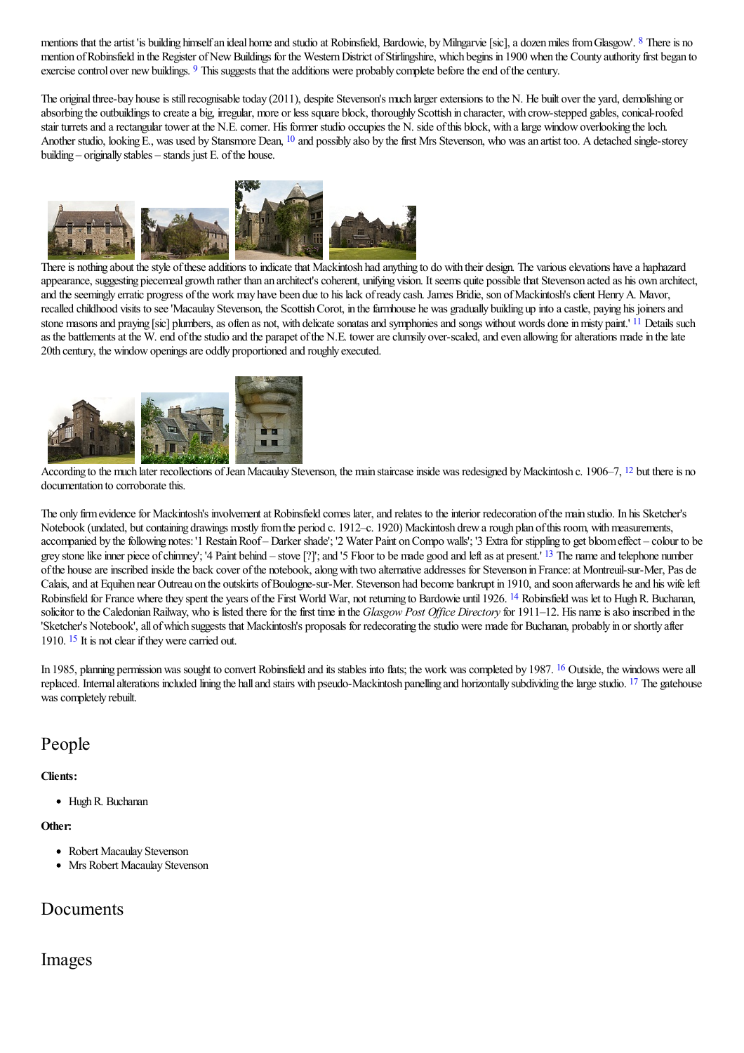mentions that the artist 'is building himself an ideal home and studio at Robinsfield, Bardowie, by Milngarvie [sic], a dozen miles from Glasgow'. [8] There is no mention of Robinsfield in the Register of New Buildings for the Western District of Stirlingshire, which begins in 1900 when the County authority first began to exercise control over new buildings. [9] This suggests that the additions were probably complete before the end of the century.

The original three-bay house is still recognisable today (2011), despite Stevenson's much larger extensions to the N. He built over the yard, demolishing or absorbing the outbuildings to create a big, irregular, more or less square block, thoroughly Scottish in character, with crow-stepped gables, conical-roofed stair turrets and a rectangular tower at the N.E. corner. His former studio occupies the N. side of this block, with a large window overlooking the loch. Another studio, looking E., was used by Stansmore Dean, [10] and possibly also by the first Mrs Stevenson, who was an artist too. A detached single-storey building – originally stables – stands just E. of the house.

There is nothing about the style of these additions to indicate that Mackintosh had anything to do with their design. The various elevations have a haphazard appearance, suggesting piecemeal growth rather than an architect's coherent, unifying vision. It seems quite possible that Stevenson acted as his own architect, and the seemingly erratic progress of the work may have been due to his lack of ready cash. James Bridie, son of Mackintosh's client Henry A. Mavor, recalled childhood visits to see 'Macaulay Stevenson, the Scottish Corot, in the farmhouse he was gradually building up into a castle, paying his joiners and stone masons and praying [sic] plumbers, as often as not, with delicate sonatas and symphonies and songs without words done in misty paint.' [11] Details such as the battlements at the W. end of the studio and the parapet of the N.E. tower are clumsily over-scaled, and even allowing for alterations made in the late 20th century, the window openings are oddly proportioned and roughly executed.

According to the much later recollections of Jean Macaulay Stevenson, the main staircase inside was redesigned by Mackintosh c. 1906–7, [12] but there is no documentation to corroborate this.

The only firm evidence for Mackintosh's involvement at Robinsfield comes later, and relates to the interior redecoration of the main studio. In his Sketcher's Notebook (undated, but containing drawings mostly from the period c. 1912–c. 1920) Mackintosh drew a rough plan of this room, with measurements, accompanied by the following notes: '1 Restain Roof – Darker shade'; '2 Water Paint on Compo walls'; '3 Extra for stippling to get bloom effect – colour to be grey stone like inner piece of chimney'; '4 Paint behind – stove [?]'; and '5 Floor to be made good and left as at present.' [13] The name and telephone number of the house are inscribed inside the back cover of the notebook, along with two alternative addresses for Stevenson in France: at Montreuil-sur-Mer, Pas de Calais, and at Equihen near Outreau on the outskirts of Boulogne-sur-Mer. Stevenson had become bankrupt in 1910, and soon afterwards he and his wife left Robinsfield for France where they spent the years of the First World War, not returning to Bardowie until 1926. [14] Robinsfield was let to Hugh R. Buchanan, solicitor to the Caledonian Railway, who is listed there for the first time in the *Glasgow Post Office Directory* for 1911–12. His name is also inscribed in the 'Sketcher's Notebook', all of which suggests that Mackintosh's proposals for redecorating the studio were made for Buchanan, probably in or shortly after 1910. [15] It is not clear if they were carried out.

In 1985, planning permission was sought to convert Robinsfield and its stables into flats; the work was completed by 1987. [16] Outside, the windows were all replaced. Internal alterations included lining the hall and stairs with pseudo-Mackintosh panelling and horizontally subdividing the large studio. [17] The gatehouse was completely rebuilt.

## People

**Clients:**

- Hugh R. Buchanan

**Other:**

- Robert Macaulay Stevenson
- Mrs Robert Macaulay Stevenson

## Documents

## Images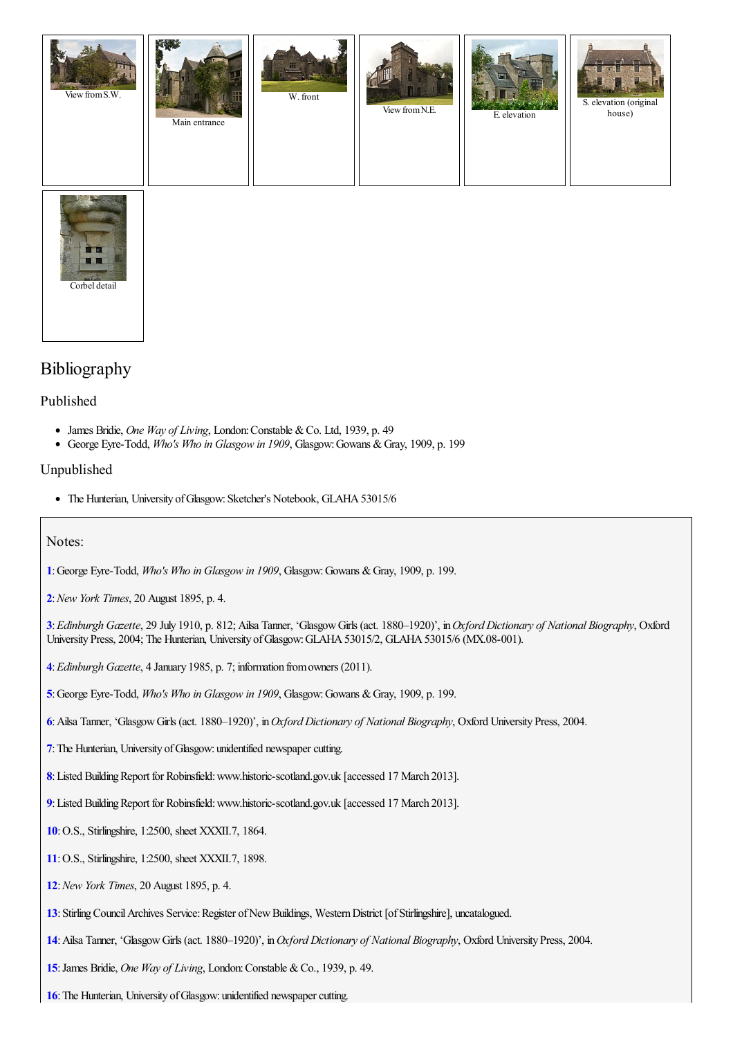View from S.W.

Main entrance

W. front

View from N.E.

E. elevation

S. elevation (original house)

Corbel detail

## Bibliography

### Published

- James Bridie, *One Way of Living*, London: Constable & Co. Ltd, 1939, p. 49
- George Eyre-Todd, *Who's Who in Glasgow in 1909*, Glasgow: Gowans & Gray, 1909, p. 199

### Unpublished

- The Hunterian, University of Glasgow: Sketcher's Notebook, GLAHA 53015/6

### Notes:

**1**: George Eyre-Todd, *Who's Who in Glasgow in 1909*, Glasgow: Gowans & Gray, 1909, p. 199.

**2**: *New York Times*, 20 August 1895, p. 4.

**3**: *Edinburgh Gazette*, 29 July 1910, p. 812; Ailsa Tanner, 'Glasgow Girls (act. 1880–1920)', in *Oxford Dictionary of National Biography*, Oxford University Press, 2004; The Hunterian, University of Glasgow: GLAHA 53015/2, GLAHA 53015/6 (MX.08-001).

**4**: *Edinburgh Gazette*, 4 January 1985, p. 7; information from owners (2011).

**5**: George Eyre-Todd, *Who's Who in Glasgow in 1909*, Glasgow: Gowans & Gray, 1909, p. 199.

**6**: Ailsa Tanner, 'Glasgow Girls (act. 1880–1920)', in *Oxford Dictionary of National Biography*, Oxford University Press, 2004.

**7**: The Hunterian, University of Glasgow: unidentified newspaper cutting.

**8**: Listed Building Report for Robinsfield: www.historic-scotland.gov.uk [accessed 17 March 2013].

**9**: Listed Building Report for Robinsfield: www.historic-scotland.gov.uk [accessed 17 March 2013].

**10**: O.S., Stirlingshire, 1:2500, sheet XXXII.7, 1864.

**11**: O.S., Stirlingshire, 1:2500, sheet XXXII.7, 1898.

**12**: *New York Times*, 20 August 1895, p. 4.

**13**: Stirling Council Archives Service: Register of New Buildings, Western District [of Stirlingshire], uncatalogued.

**14**: Ailsa Tanner, 'Glasgow Girls (act. 1880–1920)', in *Oxford Dictionary of National Biography*, Oxford University Press, 2004.

**15**: James Bridie, *One Way of Living*, London: Constable & Co., 1939, p. 49.

**16**: The Hunterian, University of Glasgow: unidentified newspaper cutting.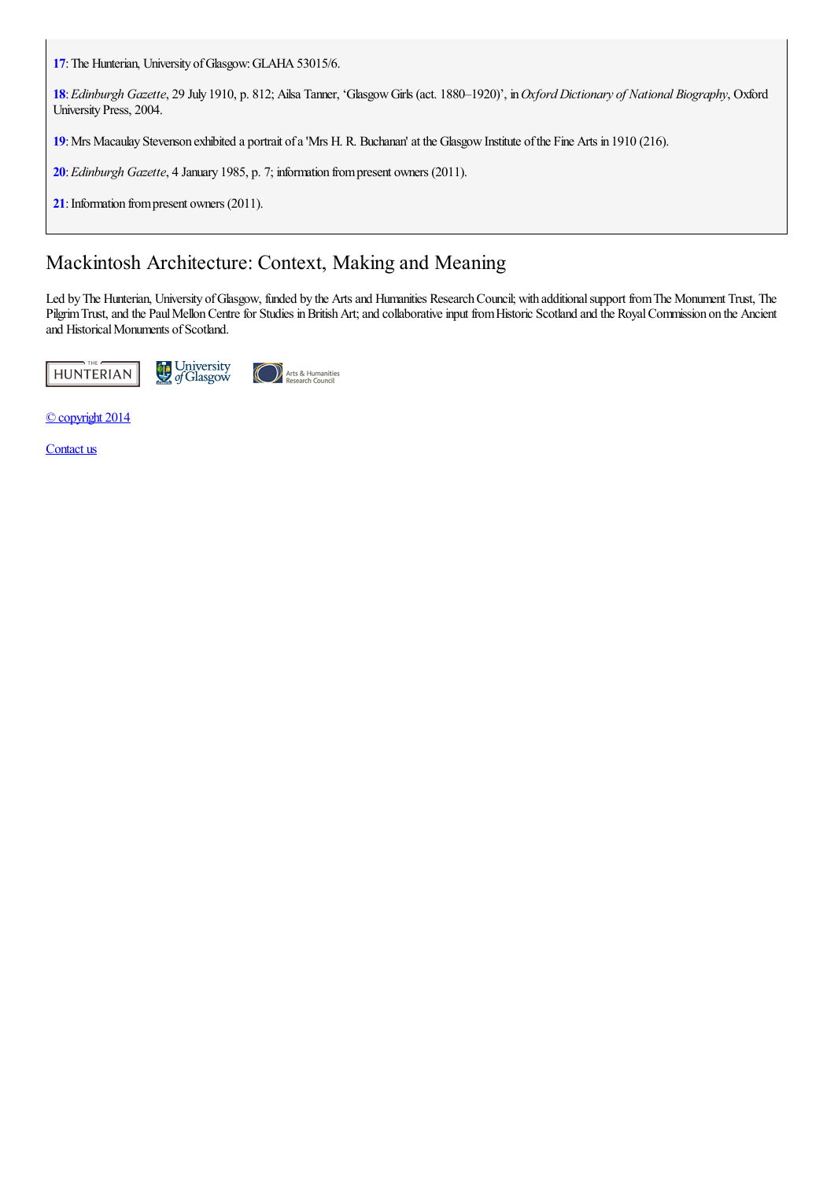**17**: The Hunterian, University of Glasgow: GLAHA 53015/6.

**18**: *Edinburgh Gazette*, 29 July 1910, p. 812; Ailsa Tanner, 'Glasgow Girls (act. 1880–1920)', in *Oxford Dictionary of National Biography*, Oxford University Press, 2004.

**19**: Mrs Macaulay Stevenson exhibited a portrait of a 'Mrs H. R. Buchanan' at the Glasgow Institute of the Fine Arts in 1910 (216).

**20**: *Edinburgh Gazette*, 4 January 1985, p. 7; information from present owners (2011).

**21**: Information from present owners (2011).

## Mackintosh Architecture: Context, Making and Meaning

Led by The Hunterian, University of Glasgow, funded by the Arts and Humanities Research Council; with additional support from The Monument Trust, The Pilgrim Trust, and the Paul Mellon Centre for Studies in British Art; and collaborative input from Historic Scotland and the Royal Commission on the Ancient and Historical Monuments of Scotland.

THE HUNTERIAN University of Glasgow Arts & Humanities Research Council

© copyright 2014

Contact us